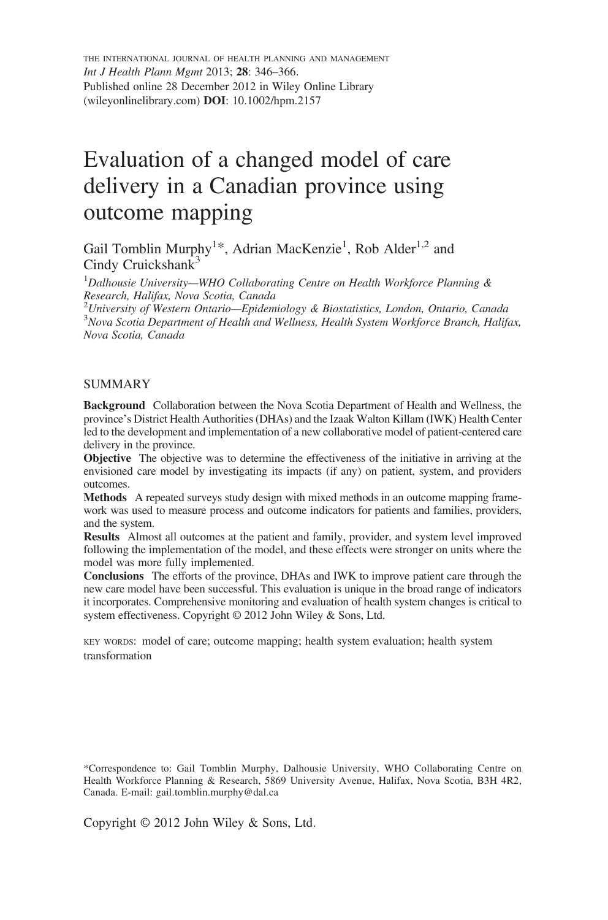# Evaluation of a changed model of care delivery in a Canadian province using outcome mapping

Gail Tomblin Murphy[1]*, Adrian MacKenzie[1], Rob Alder[1,2] and Cindy Cruickshank[3]

[1] *Dalhousie University—WHO Collaborating Centre on Health Workforce Planning & Research, Halifax, Nova Scotia, Canada*
[2] *University of Western Ontario—Epidemiology & Biostatistics, London, Ontario, Canada*
[3] *Nova Scotia Department of Health and Wellness, Health System Workforce Branch, Halifax, Nova Scotia, Canada*

## SUMMARY

**Background** Collaboration between the Nova Scotia Department of Health and Wellness, the province's District Health Authorities (DHAs) and the Izaak Walton Killam (IWK) Health Center led to the development and implementation of a new collaborative model of patient-centered care delivery in the province.

**Objective** The objective was to determine the effectiveness of the initiative in arriving at the envisioned care model by investigating its impacts (if any) on patient, system, and providers outcomes.

**Methods** A repeated surveys study design with mixed methods in an outcome mapping framework was used to measure process and outcome indicators for patients and families, providers, and the system.

**Results** Almost all outcomes at the patient and family, provider, and system level improved following the implementation of the model, and these effects were stronger on units where the model was more fully implemented.

**Conclusions** The efforts of the province, DHAs and IWK to improve patient care through the new care model have been successful. This evaluation is unique in the broad range of indicators it incorporates. Comprehensive monitoring and evaluation of health system changes is critical to system effectiveness. Copyright © 2012 John Wiley & Sons, Ltd.

KEY WORDS: model of care; outcome mapping; health system evaluation; health system transformation

*Correspondence to: Gail Tomblin Murphy, Dalhousie University, WHO Collaborating Centre on Health Workforce Planning & Research, 5869 University Avenue, Halifax, Nova Scotia, B3H 4R2, Canada. E-mail: gail.tomblin.murphy@dal.ca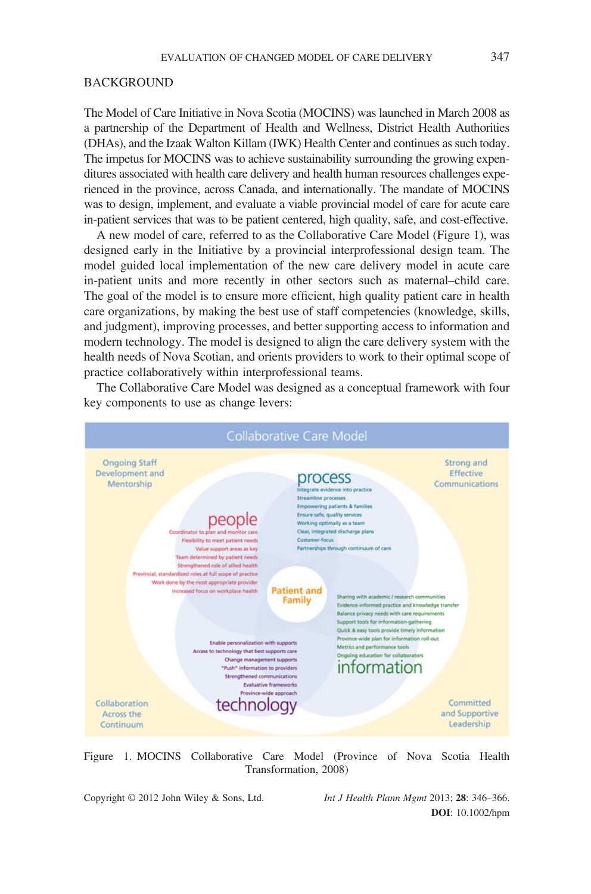## BACKGROUND

The Model of Care Initiative in Nova Scotia (MOCINS) was launched in March 2008 as a partnership of the Department of Health and Wellness, District Health Authorities (DHAs), and the Izaak Walton Killam (IWK) Health Center and continues as such today. The impetus for MOCINS was to achieve sustainability surrounding the growing expenditures associated with health care delivery and health human resources challenges experienced in the province, across Canada, and internationally. The mandate of MOCINS was to design, implement, and evaluate a viable provincial model of care for acute care in-patient services that was to be patient centered, high quality, safe, and cost-effective.

A new model of care, referred to as the Collaborative Care Model (Figure 1), was designed early in the Initiative by a provincial interprofessional design team. The model guided local implementation of the new care delivery model in acute care in-patient units and more recently in other sectors such as maternal–child care. The goal of the model is to ensure more efficient, high quality patient care in health care organizations, by making the best use of staff competencies (knowledge, skills, and judgment), improving processes, and better supporting access to information and modern technology. The model is designed to align the care delivery system with the health needs of Nova Scotian, and orients providers to work to their optimal scope of practice collaboratively within interprofessional teams.

The Collaborative Care Model was designed as a conceptual framework with four key components to use as change levers:

Figure 1. MOCINS Collaborative Care Model (Province of Nova Scotia Health Transformation, 2008)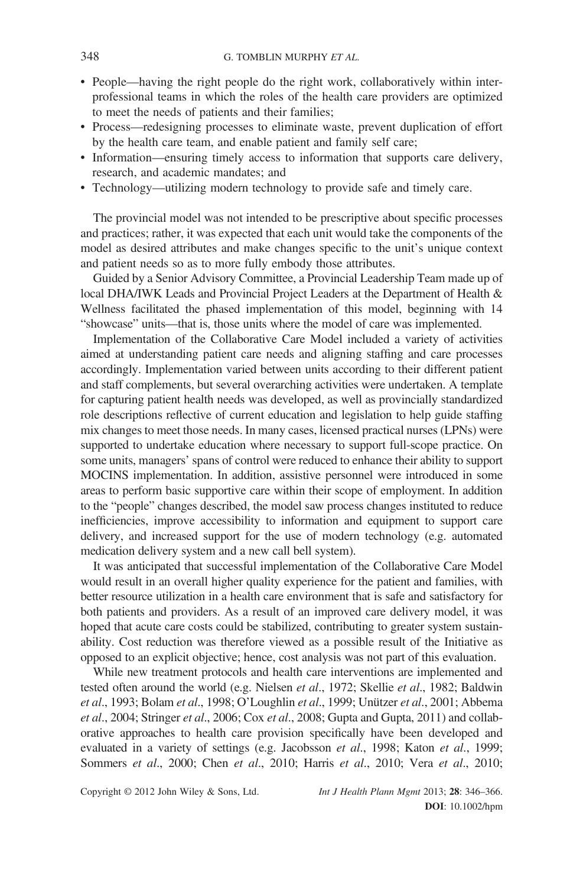- People—having the right people do the right work, collaboratively within interprofessional teams in which the roles of the health care providers are optimized to meet the needs of patients and their families;
- Process—redesigning processes to eliminate waste, prevent duplication of effort by the health care team, and enable patient and family self care;
- Information—ensuring timely access to information that supports care delivery, research, and academic mandates; and
- Technology—utilizing modern technology to provide safe and timely care.

The provincial model was not intended to be prescriptive about specific processes and practices; rather, it was expected that each unit would take the components of the model as desired attributes and make changes specific to the unit's unique context and patient needs so as to more fully embody those attributes.

Guided by a Senior Advisory Committee, a Provincial Leadership Team made up of local DHA/IWK Leads and Provincial Project Leaders at the Department of Health & Wellness facilitated the phased implementation of this model, beginning with 14 "showcase" units—that is, those units where the model of care was implemented.

Implementation of the Collaborative Care Model included a variety of activities aimed at understanding patient care needs and aligning staffing and care processes accordingly. Implementation varied between units according to their different patient and staff complements, but several overarching activities were undertaken. A template for capturing patient health needs was developed, as well as provincially standardized role descriptions reflective of current education and legislation to help guide staffing mix changes to meet those needs. In many cases, licensed practical nurses (LPNs) were supported to undertake education where necessary to support full-scope practice. On some units, managers' spans of control were reduced to enhance their ability to support MOCINS implementation. In addition, assistive personnel were introduced in some areas to perform basic supportive care within their scope of employment. In addition to the "people" changes described, the model saw process changes instituted to reduce inefficiencies, improve accessibility to information and equipment to support care delivery, and increased support for the use of modern technology (e.g. automated medication delivery system and a new call bell system).

It was anticipated that successful implementation of the Collaborative Care Model would result in an overall higher quality experience for the patient and families, with better resource utilization in a health care environment that is safe and satisfactory for both patients and providers. As a result of an improved care delivery model, it was hoped that acute care costs could be stabilized, contributing to greater system sustainability. Cost reduction was therefore viewed as a possible result of the Initiative as opposed to an explicit objective; hence, cost analysis was not part of this evaluation.

While new treatment protocols and health care interventions are implemented and tested often around the world (e.g. Nielsen *et al*., 1972; Skellie *et al*., 1982; Baldwin *et al*., 1993; Bolam *et al*., 1998; O'Loughlin *et al*., 1999; Unützer *et al*., 2001; Abbema *et al*., 2004; Stringer *et al*., 2006; Cox *et al*., 2008; Gupta and Gupta, 2011) and collaborative approaches to health care provision specifically have been developed and evaluated in a variety of settings (e.g. Jacobsson *et al*., 1998; Katon *et al*., 1999; Sommers *et al*., 2000; Chen *et al*., 2010; Harris *et al*., 2010; Vera *et al*., 2010;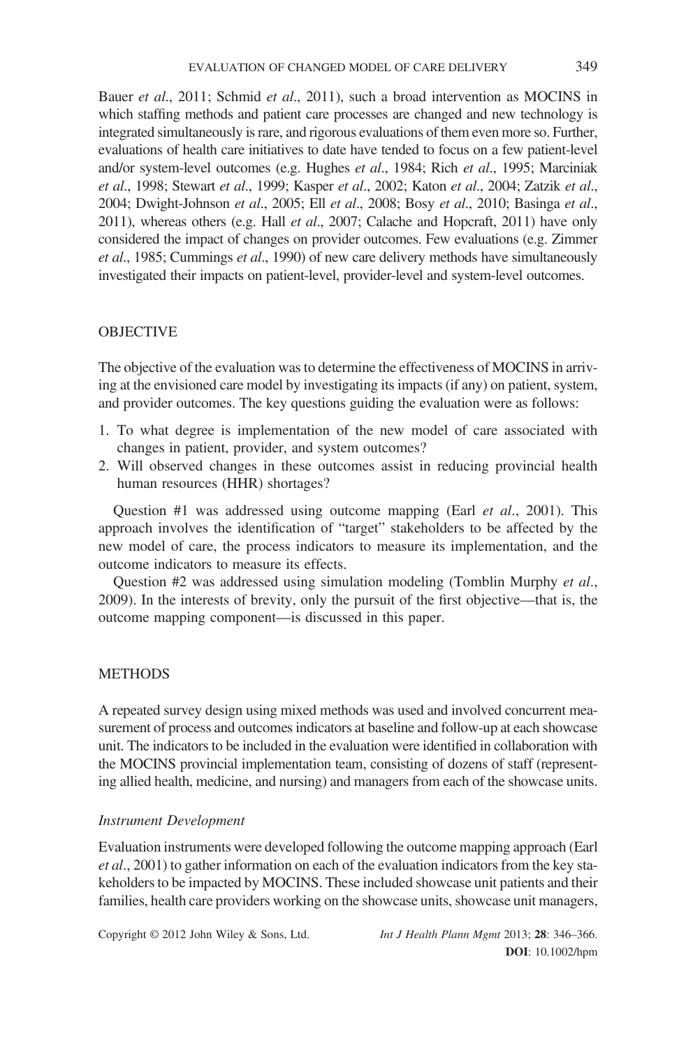Bauer *et al*., 2011; Schmid *et al*., 2011), such a broad intervention as MOCINS in which staffing methods and patient care processes are changed and new technology is integrated simultaneously is rare, and rigorous evaluations of them even more so. Further, evaluations of health care initiatives to date have tended to focus on a few patient-level and/or system-level outcomes (e.g. Hughes *et al*., 1984; Rich *et al*., 1995; Marciniak *et al*., 1998; Stewart *et al*., 1999; Kasper *et al*., 2002; Katon *et al*., 2004; Zatzik *et al*., 2004; Dwight-Johnson *et al*., 2005; Ell *et al*., 2008; Bosy *et al*., 2010; Basinga *et al*., 2011), whereas others (e.g. Hall *et al*., 2007; Calache and Hopcraft, 2011) have only considered the impact of changes on provider outcomes. Few evaluations (e.g. Zimmer *et al*., 1985; Cummings *et al*., 1990) of new care delivery methods have simultaneously investigated their impacts on patient-level, provider-level and system-level outcomes.

## OBJECTIVE

The objective of the evaluation was to determine the effectiveness of MOCINS in arriving at the envisioned care model by investigating its impacts (if any) on patient, system, and provider outcomes. The key questions guiding the evaluation were as follows:

1. To what degree is implementation of the new model of care associated with changes in patient, provider, and system outcomes?
2. Will observed changes in these outcomes assist in reducing provincial health human resources (HHR) shortages?

Question #1 was addressed using outcome mapping (Earl *et al*., 2001). This approach involves the identification of "target" stakeholders to be affected by the new model of care, the process indicators to measure its implementation, and the outcome indicators to measure its effects.

Question #2 was addressed using simulation modeling (Tomblin Murphy *et al*., 2009). In the interests of brevity, only the pursuit of the first objective—that is, the outcome mapping component—is discussed in this paper.

## METHODS

A repeated survey design using mixed methods was used and involved concurrent measurement of process and outcomes indicators at baseline and follow-up at each showcase unit. The indicators to be included in the evaluation were identified in collaboration with the MOCINS provincial implementation team, consisting of dozens of staff (representing allied health, medicine, and nursing) and managers from each of the showcase units.

### *Instrument Development*

Evaluation instruments were developed following the outcome mapping approach (Earl *et al*., 2001) to gather information on each of the evaluation indicators from the key stakeholders to be impacted by MOCINS. These included showcase unit patients and their families, health care providers working on the showcase units, showcase unit managers,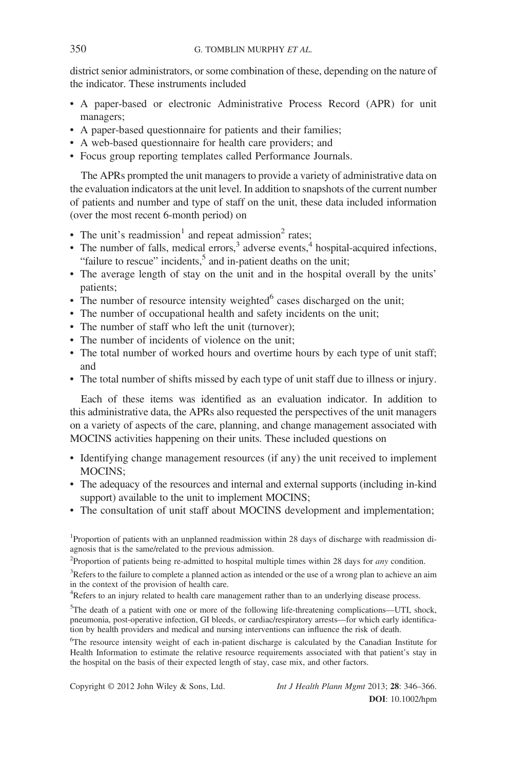district senior administrators, or some combination of these, depending on the nature of the indicator. These instruments included

- A paper-based or electronic Administrative Process Record (APR) for unit managers;
- A paper-based questionnaire for patients and their families;
- A web-based questionnaire for health care providers; and
- Focus group reporting templates called Performance Journals.

The APRs prompted the unit managers to provide a variety of administrative data on the evaluation indicators at the unit level. In addition to snapshots of the current number of patients and number and type of staff on the unit, these data included information (over the most recent 6-month period) on

- The unit's readmission[1] and repeat admission[2] rates;
- The number of falls, medical errors,[3] adverse events,[4] hospital-acquired infections, "failure to rescue" incidents,[5] and in-patient deaths on the unit;
- The average length of stay on the unit and in the hospital overall by the units' patients;
- The number of resource intensity weighted[6] cases discharged on the unit;
- The number of occupational health and safety incidents on the unit;
- The number of staff who left the unit (turnover);
- The number of incidents of violence on the unit;
- The total number of worked hours and overtime hours by each type of unit staff; and
- The total number of shifts missed by each type of unit staff due to illness or injury.

Each of these items was identified as an evaluation indicator. In addition to this administrative data, the APRs also requested the perspectives of the unit managers on a variety of aspects of the care, planning, and change management associated with MOCINS activities happening on their units. These included questions on

- Identifying change management resources (if any) the unit received to implement MOCINS;
- The adequacy of the resources and internal and external supports (including in-kind support) available to the unit to implement MOCINS;
- The consultation of unit staff about MOCINS development and implementation;

[1]Proportion of patients with an unplanned readmission within 28 days of discharge with readmission diagnosis that is the same/related to the previous admission.

[2]Proportion of patients being re-admitted to hospital multiple times within 28 days for *any* condition.

[3]Refers to the failure to complete a planned action as intended or the use of a wrong plan to achieve an aim in the context of the provision of health care.

[4]Refers to an injury related to health care management rather than to an underlying disease process.

[5]The death of a patient with one or more of the following life-threatening complications—UTI, shock, pneumonia, post-operative infection, GI bleeds, or cardiac/respiratory arrests—for which early identification by health providers and medical and nursing interventions can influence the risk of death.

[6]The resource intensity weight of each in-patient discharge is calculated by the Canadian Institute for Health Information to estimate the relative resource requirements associated with that patient's stay in the hospital on the basis of their expected length of stay, case mix, and other factors.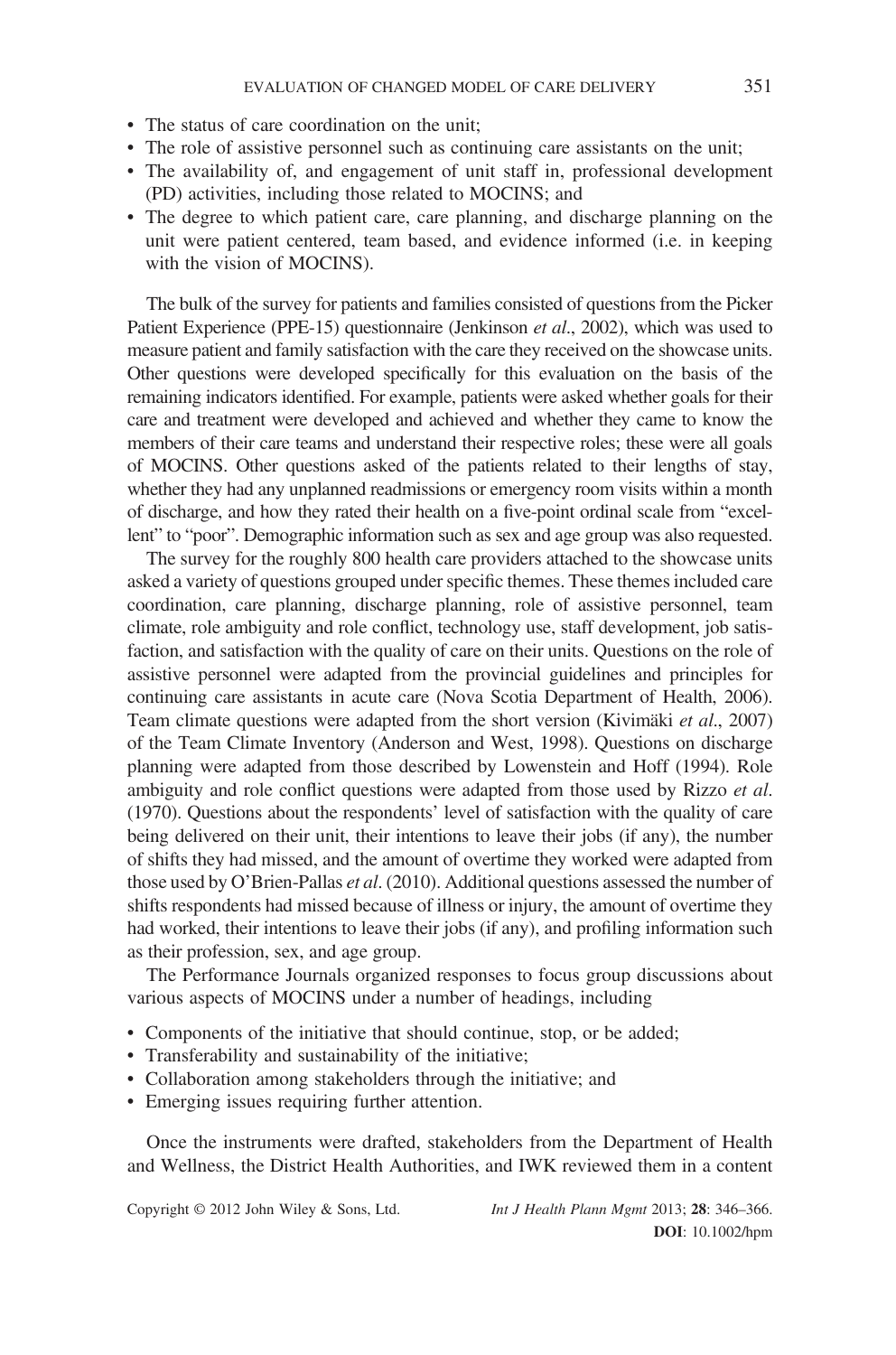- The status of care coordination on the unit;
- The role of assistive personnel such as continuing care assistants on the unit;
- The availability of, and engagement of unit staff in, professional development (PD) activities, including those related to MOCINS; and
- The degree to which patient care, care planning, and discharge planning on the unit were patient centered, team based, and evidence informed (i.e. in keeping with the vision of MOCINS).

The bulk of the survey for patients and families consisted of questions from the Picker Patient Experience (PPE-15) questionnaire (Jenkinson *et al*., 2002), which was used to measure patient and family satisfaction with the care they received on the showcase units. Other questions were developed specifically for this evaluation on the basis of the remaining indicators identified. For example, patients were asked whether goals for their care and treatment were developed and achieved and whether they came to know the members of their care teams and understand their respective roles; these were all goals of MOCINS. Other questions asked of the patients related to their lengths of stay, whether they had any unplanned readmissions or emergency room visits within a month of discharge, and how they rated their health on a five-point ordinal scale from "excellent" to "poor". Demographic information such as sex and age group was also requested.

The survey for the roughly 800 health care providers attached to the showcase units asked a variety of questions grouped under specific themes. These themes included care coordination, care planning, discharge planning, role of assistive personnel, team climate, role ambiguity and role conflict, technology use, staff development, job satisfaction, and satisfaction with the quality of care on their units. Questions on the role of assistive personnel were adapted from the provincial guidelines and principles for continuing care assistants in acute care (Nova Scotia Department of Health, 2006). Team climate questions were adapted from the short version (Kivimäki *et al*., 2007) of the Team Climate Inventory (Anderson and West, 1998). Questions on discharge planning were adapted from those described by Lowenstein and Hoff (1994). Role ambiguity and role conflict questions were adapted from those used by Rizzo *et al*. (1970). Questions about the respondents' level of satisfaction with the quality of care being delivered on their unit, their intentions to leave their jobs (if any), the number of shifts they had missed, and the amount of overtime they worked were adapted from those used by O'Brien-Pallas *et al*. (2010). Additional questions assessed the number of shifts respondents had missed because of illness or injury, the amount of overtime they had worked, their intentions to leave their jobs (if any), and profiling information such as their profession, sex, and age group.

The Performance Journals organized responses to focus group discussions about various aspects of MOCINS under a number of headings, including

- Components of the initiative that should continue, stop, or be added;
- Transferability and sustainability of the initiative;
- Collaboration among stakeholders through the initiative; and
- Emerging issues requiring further attention.

Once the instruments were drafted, stakeholders from the Department of Health and Wellness, the District Health Authorities, and IWK reviewed them in a content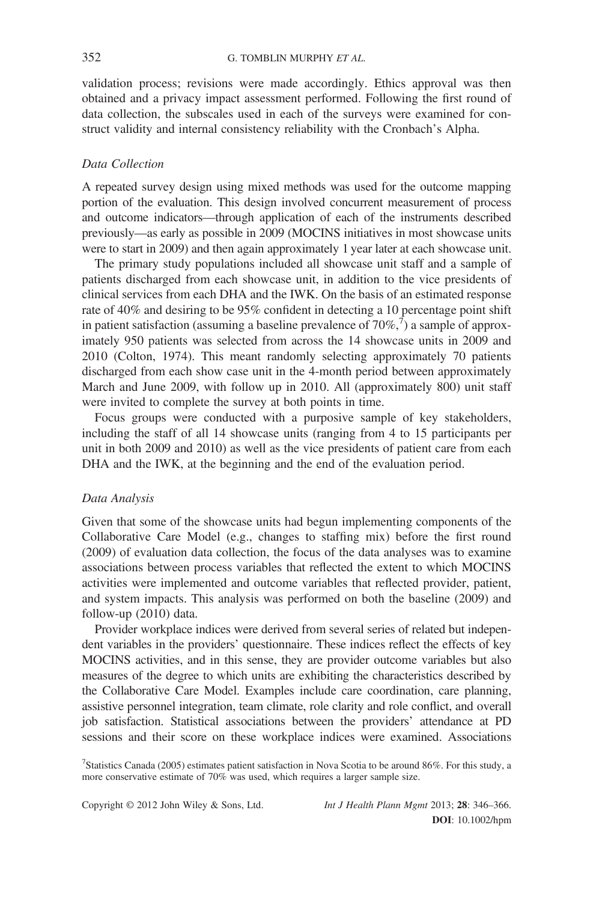validation process; revisions were made accordingly. Ethics approval was then obtained and a privacy impact assessment performed. Following the first round of data collection, the subscales used in each of the surveys were examined for construct validity and internal consistency reliability with the Cronbach's Alpha.

### *Data Collection*

A repeated survey design using mixed methods was used for the outcome mapping portion of the evaluation. This design involved concurrent measurement of process and outcome indicators—through application of each of the instruments described previously—as early as possible in 2009 (MOCINS initiatives in most showcase units were to start in 2009) and then again approximately 1 year later at each showcase unit.

The primary study populations included all showcase unit staff and a sample of patients discharged from each showcase unit, in addition to the vice presidents of clinical services from each DHA and the IWK. On the basis of an estimated response rate of 40% and desiring to be 95% confident in detecting a 10 percentage point shift in patient satisfaction (assuming a baseline prevalence of 70%,[7]) a sample of approximately 950 patients was selected from across the 14 showcase units in 2009 and 2010 (Colton, 1974). This meant randomly selecting approximately 70 patients discharged from each show case unit in the 4-month period between approximately March and June 2009, with follow up in 2010. All (approximately 800) unit staff were invited to complete the survey at both points in time.

Focus groups were conducted with a purposive sample of key stakeholders, including the staff of all 14 showcase units (ranging from 4 to 15 participants per unit in both 2009 and 2010) as well as the vice presidents of patient care from each DHA and the IWK, at the beginning and the end of the evaluation period.

### *Data Analysis*

Given that some of the showcase units had begun implementing components of the Collaborative Care Model (e.g., changes to staffing mix) before the first round (2009) of evaluation data collection, the focus of the data analyses was to examine associations between process variables that reflected the extent to which MOCINS activities were implemented and outcome variables that reflected provider, patient, and system impacts. This analysis was performed on both the baseline (2009) and follow-up (2010) data.

Provider workplace indices were derived from several series of related but independent variables in the providers' questionnaire. These indices reflect the effects of key MOCINS activities, and in this sense, they are provider outcome variables but also measures of the degree to which units are exhibiting the characteristics described by the Collaborative Care Model. Examples include care coordination, care planning, assistive personnel integration, team climate, role clarity and role conflict, and overall job satisfaction. Statistical associations between the providers' attendance at PD sessions and their score on these workplace indices were examined. Associations

[7]Statistics Canada (2005) estimates patient satisfaction in Nova Scotia to be around 86%. For this study, a more conservative estimate of 70% was used, which requires a larger sample size.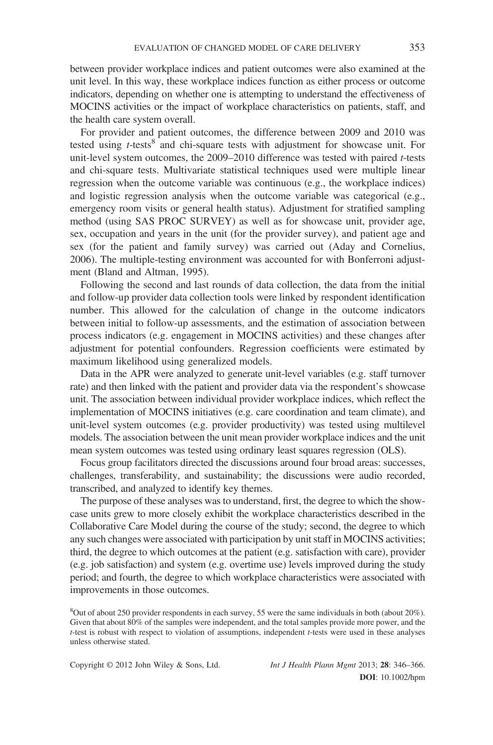between provider workplace indices and patient outcomes were also examined at the unit level. In this way, these workplace indices function as either process or outcome indicators, depending on whether one is attempting to understand the effectiveness of MOCINS activities or the impact of workplace characteristics on patients, staff, and the health care system overall.

For provider and patient outcomes, the difference between 2009 and 2010 was tested using *t*-tests[8] and chi-square tests with adjustment for showcase unit. For unit-level system outcomes, the 2009–2010 difference was tested with paired *t*-tests and chi-square tests. Multivariate statistical techniques used were multiple linear regression when the outcome variable was continuous (e.g., the workplace indices) and logistic regression analysis when the outcome variable was categorical (e.g., emergency room visits or general health status). Adjustment for stratified sampling method (using SAS PROC SURVEY) as well as for showcase unit, provider age, sex, occupation and years in the unit (for the provider survey), and patient age and sex (for the patient and family survey) was carried out (Aday and Cornelius, 2006). The multiple-testing environment was accounted for with Bonferroni adjustment (Bland and Altman, 1995).

Following the second and last rounds of data collection, the data from the initial and follow-up provider data collection tools were linked by respondent identification number. This allowed for the calculation of change in the outcome indicators between initial to follow-up assessments, and the estimation of association between process indicators (e.g. engagement in MOCINS activities) and these changes after adjustment for potential confounders. Regression coefficients were estimated by maximum likelihood using generalized models.

Data in the APR were analyzed to generate unit-level variables (e.g. staff turnover rate) and then linked with the patient and provider data via the respondent's showcase unit. The association between individual provider workplace indices, which reflect the implementation of MOCINS initiatives (e.g. care coordination and team climate), and unit-level system outcomes (e.g. provider productivity) was tested using multilevel models. The association between the unit mean provider workplace indices and the unit mean system outcomes was tested using ordinary least squares regression (OLS).

Focus group facilitators directed the discussions around four broad areas: successes, challenges, transferability, and sustainability; the discussions were audio recorded, transcribed, and analyzed to identify key themes.

The purpose of these analyses was to understand, first, the degree to which the showcase units grew to more closely exhibit the workplace characteristics described in the Collaborative Care Model during the course of the study; second, the degree to which any such changes were associated with participation by unit staff in MOCINS activities; third, the degree to which outcomes at the patient (e.g. satisfaction with care), provider (e.g. job satisfaction) and system (e.g. overtime use) levels improved during the study period; and fourth, the degree to which workplace characteristics were associated with improvements in those outcomes.

[8] Out of about 250 provider respondents in each survey, 55 were the same individuals in both (about 20%). Given that about 80% of the samples were independent, and the total samples provide more power, and the *t*-test is robust with respect to violation of assumptions, independent *t*-tests were used in these analyses unless otherwise stated.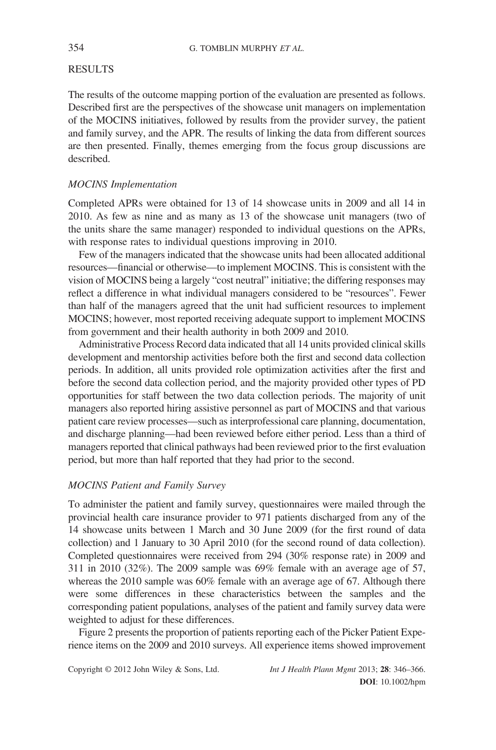## RESULTS

The results of the outcome mapping portion of the evaluation are presented as follows. Described first are the perspectives of the showcase unit managers on implementation of the MOCINS initiatives, followed by results from the provider survey, the patient and family survey, and the APR. The results of linking the data from different sources are then presented. Finally, themes emerging from the focus group discussions are described.

### *MOCINS Implementation*

Completed APRs were obtained for 13 of 14 showcase units in 2009 and all 14 in 2010. As few as nine and as many as 13 of the showcase unit managers (two of the units share the same manager) responded to individual questions on the APRs, with response rates to individual questions improving in 2010.

Few of the managers indicated that the showcase units had been allocated additional resources—financial or otherwise—to implement MOCINS. This is consistent with the vision of MOCINS being a largely "cost neutral" initiative; the differing responses may reflect a difference in what individual managers considered to be "resources". Fewer than half of the managers agreed that the unit had sufficient resources to implement MOCINS; however, most reported receiving adequate support to implement MOCINS from government and their health authority in both 2009 and 2010.

Administrative Process Record data indicated that all 14 units provided clinical skills development and mentorship activities before both the first and second data collection periods. In addition, all units provided role optimization activities after the first and before the second data collection period, and the majority provided other types of PD opportunities for staff between the two data collection periods. The majority of unit managers also reported hiring assistive personnel as part of MOCINS and that various patient care review processes—such as interprofessional care planning, documentation, and discharge planning—had been reviewed before either period. Less than a third of managers reported that clinical pathways had been reviewed prior to the first evaluation period, but more than half reported that they had prior to the second.

### *MOCINS Patient and Family Survey*

To administer the patient and family survey, questionnaires were mailed through the provincial health care insurance provider to 971 patients discharged from any of the 14 showcase units between 1 March and 30 June 2009 (for the first round of data collection) and 1 January to 30 April 2010 (for the second round of data collection). Completed questionnaires were received from 294 (30% response rate) in 2009 and 311 in 2010 (32%). The 2009 sample was 69% female with an average age of 57, whereas the 2010 sample was 60% female with an average age of 67. Although there were some differences in these characteristics between the samples and the corresponding patient populations, analyses of the patient and family survey data were weighted to adjust for these differences.

Figure 2 presents the proportion of patients reporting each of the Picker Patient Experience items on the 2009 and 2010 surveys. All experience items showed improvement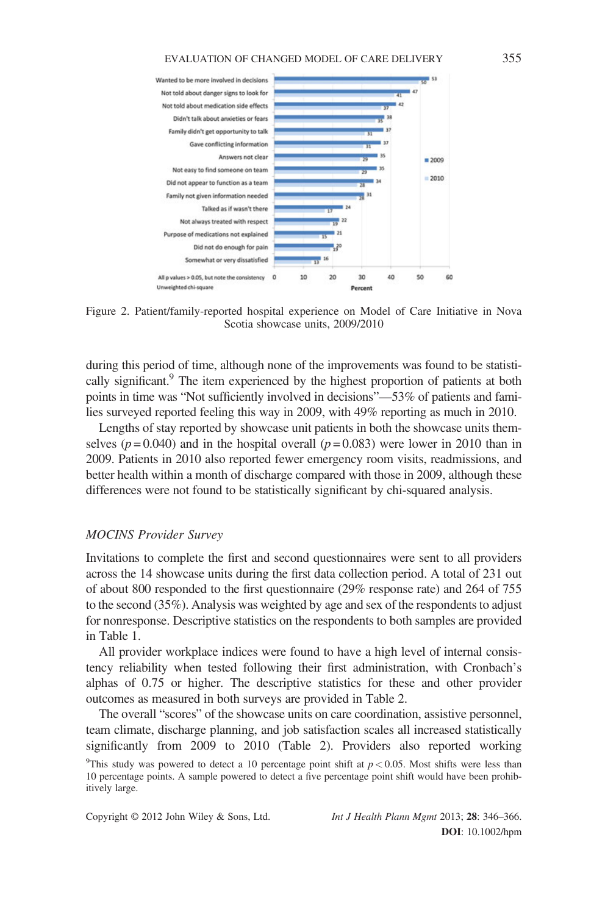| | 2009 | 2010 |
|---|---|---|
| Wanted to be more involved in decisions | 53 | 50 |
| Not told about danger signs to look for | 47 | 41 |
| Not told about medication side effects | 42 | 37 |
| Didn't talk about anxieties or fears | 38 | 35 |
| Family didn't get opportunity to talk | 37 | 31 |
| Gave conflicting information | 37 | 31 |
| Answers not clear | 35 | 29 |
| Not easy to find someone on team | 35 | 29 |
| Did not appear to function as a team | 34 | 28 |
| Family not given information needed | 31 | 28 |
| Talked as if wasn't there | 24 | 17 |
| Not always treated with respect | 22 | 19 |
| Purpose of medications not explained | 21 | 15 |
| Did not do enough for pain | 20 | 19 |
| Somewhat or very dissatisfied | 16 | 13 |

All p values > 0.05, but note the consistency
Unweighted chi-square

Percent

Figure 2. Patient/family-reported hospital experience on Model of Care Initiative in Nova Scotia showcase units, 2009/2010

during this period of time, although none of the improvements was found to be statistically significant.[9] The item experienced by the highest proportion of patients at both points in time was "Not sufficiently involved in decisions"—53% of patients and families surveyed reported feeling this way in 2009, with 49% reporting as much in 2010.

Lengths of stay reported by showcase unit patients in both the showcase units themselves ($p = 0.040$) and in the hospital overall ($p = 0.083$) were lower in 2010 than in 2009. Patients in 2010 also reported fewer emergency room visits, readmissions, and better health within a month of discharge compared with those in 2009, although these differences were not found to be statistically significant by chi-squared analysis.

### *MOCINS Provider Survey*

Invitations to complete the first and second questionnaires were sent to all providers across the 14 showcase units during the first data collection period. A total of 231 out of about 800 responded to the first questionnaire (29% response rate) and 264 of 755 to the second (35%). Analysis was weighted by age and sex of the respondents to adjust for nonresponse. Descriptive statistics on the respondents to both samples are provided in Table 1.

All provider workplace indices were found to have a high level of internal consistency reliability when tested following their first administration, with Cronbach's alphas of 0.75 or higher. The descriptive statistics for these and other provider outcomes as measured in both surveys are provided in Table 2.

The overall "scores" of the showcase units on care coordination, assistive personnel, team climate, discharge planning, and job satisfaction scales all increased statistically significantly from 2009 to 2010 (Table 2). Providers also reported working

[9]This study was powered to detect a 10 percentage point shift at $p < 0.05$. Most shifts were less than 10 percentage points. A sample powered to detect a five percentage point shift would have been prohibitively large.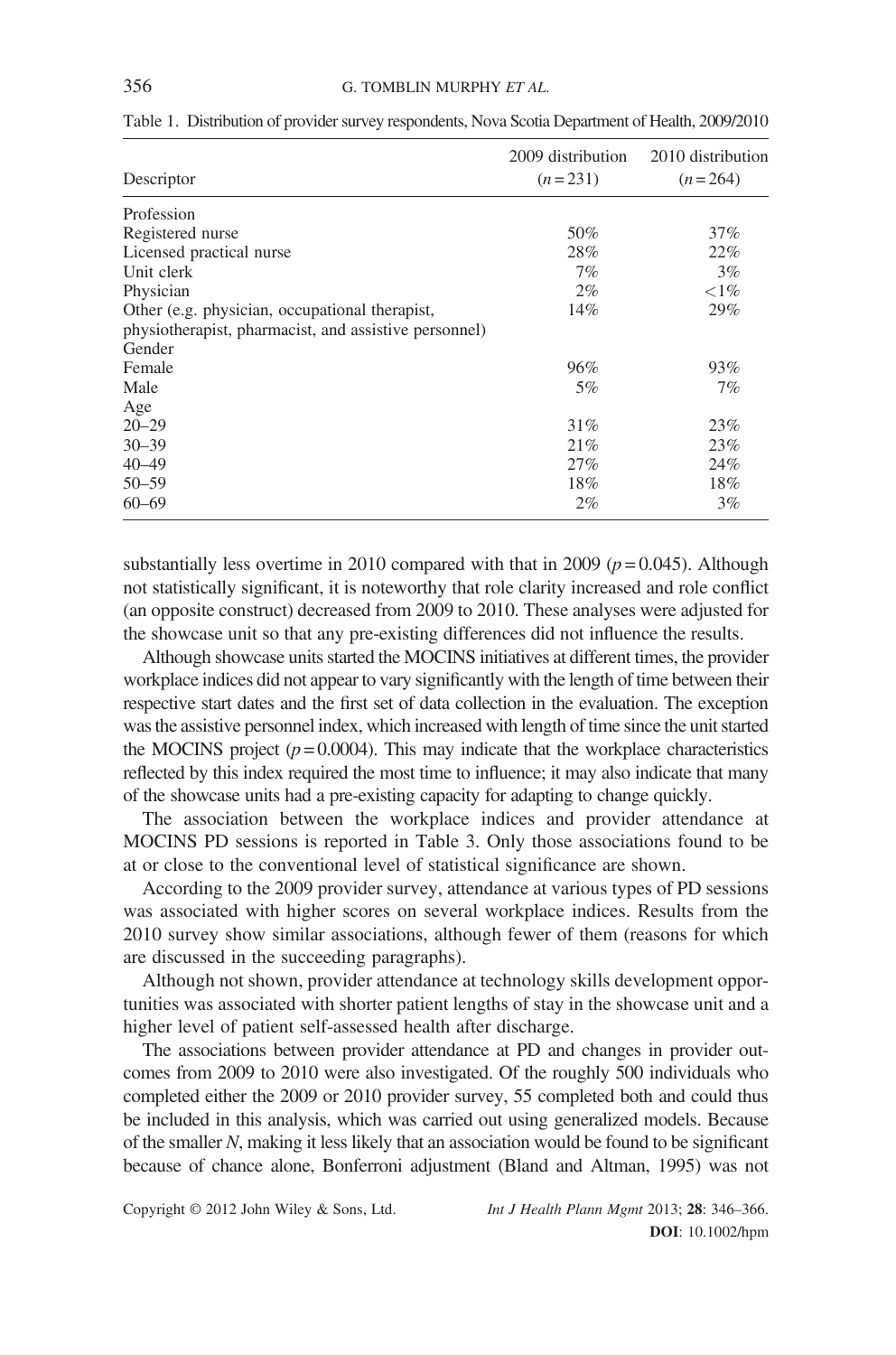Table 1. Distribution of provider survey respondents, Nova Scotia Department of Health, 2009/2010

| Descriptor | 2009 distribution ($n = 231$) | 2010 distribution ($n = 264$) |
|---|---|---|
| Profession | | |
| Registered nurse | 50% | 37% |
| Licensed practical nurse | 28% | 22% |
| Unit clerk | 7% | 3% |
| Physician | 2% | <1% |
| Other (e.g. physician, occupational therapist, physiotherapist, pharmacist, and assistive personnel) | 14% | 29% |
| Gender | | |
| Female | 96% | 93% |
| Male | 5% | 7% |
| Age | | |
| 20–29 | 31% | 23% |
| 30–39 | 21% | 23% |
| 40–49 | 27% | 24% |
| 50–59 | 18% | 18% |
| 60–69 | 2% | 3% |

substantially less overtime in 2010 compared with that in 2009 ($p = 0.045$). Although not statistically significant, it is noteworthy that role clarity increased and role conflict (an opposite construct) decreased from 2009 to 2010. These analyses were adjusted for the showcase unit so that any pre-existing differences did not influence the results.

Although showcase units started the MOCINS initiatives at different times, the provider workplace indices did not appear to vary significantly with the length of time between their respective start dates and the first set of data collection in the evaluation. The exception was the assistive personnel index, which increased with length of time since the unit started the MOCINS project ($p = 0.0004$). This may indicate that the workplace characteristics reflected by this index required the most time to influence; it may also indicate that many of the showcase units had a pre-existing capacity for adapting to change quickly.

The association between the workplace indices and provider attendance at MOCINS PD sessions is reported in Table 3. Only those associations found to be at or close to the conventional level of statistical significance are shown.

According to the 2009 provider survey, attendance at various types of PD sessions was associated with higher scores on several workplace indices. Results from the 2010 survey show similar associations, although fewer of them (reasons for which are discussed in the succeeding paragraphs).

Although not shown, provider attendance at technology skills development opportunities was associated with shorter patient lengths of stay in the showcase unit and a higher level of patient self-assessed health after discharge.

The associations between provider attendance at PD and changes in provider outcomes from 2009 to 2010 were also investigated. Of the roughly 500 individuals who completed either the 2009 or 2010 provider survey, 55 completed both and could thus be included in this analysis, which was carried out using generalized models. Because of the smaller *N*, making it less likely that an association would be found to be significant because of chance alone, Bonferroni adjustment (Bland and Altman, 1995) was not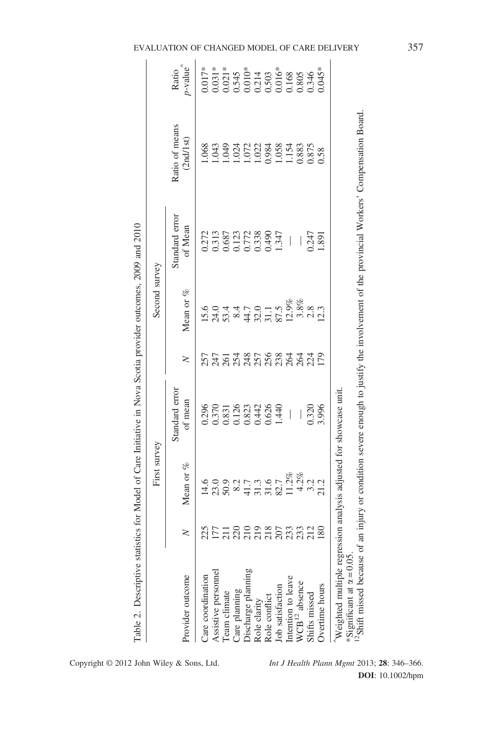Table 2. Descriptive statistics for Model of Care Initiative in Nova Scotia provider outcomes, 2009 and 2010

| Provider outcome | First survey | | | Second survey | | | Ratio of means (2nd/1st) | Ratio $p$-value^ |
|---|---|---|---|---|---|---|---|---|
| | $N$ | Mean or % | Standard error of mean | $N$ | Mean or % | Standard error of Mean | | |
| Care coordination | 225 | 14.6 | 0.296 | 257 | 15.6 | 0.272 | 1.068 | 0.017* |
| Assistive personnel | 177 | 23.0 | 0.370 | 247 | 24.0 | 0.313 | 1.043 | 0.031* |
| Team climate | 211 | 50.9 | 0.831 | 261 | 53.4 | 0.687 | 1.049 | 0.021* |
| Care planning | 220 | 8.2 | 0.126 | 254 | 8.4 | 0.123 | 1.024 | 0.545 |
| Discharge planning | 210 | 41.7 | 0.823 | 248 | 44.7 | 0.772 | 1.072 | 0.010* |
| Role clarity | 219 | 31.3 | 0.442 | 257 | 32.0 | 0.338 | 1.022 | 0.214 |
| Role conflict | 218 | 31.6 | 0.626 | 256 | 31.1 | 0.490 | 0.984 | 0.503 |
| Job satisfaction | 207 | 82.7 | 1.440 | 238 | 87.5 | 1.347 | 1.058 | 0.016* |
| Intention to leave | 233 | 11.2% | — | 264 | 12.9% | — | 1.154 | 0.168 |
| WCB[12] absence | 233 | 4.2% | — | 264 | 3.8% | — | 0.883 | 0.805 |
| Shifts missed | 212 | 3.2 | 0.320 | 224 | 2.8 | 0.247 | 0.875 | 0.346 |
| Overtime hours | 180 | 21.2 | 3.996 | 179 | 12.3 | 1.891 | 0.58 | 0.045* |

^Weighted multiple regression analysis adjusted for showcase unit.
*Significant at $\alpha = 0.05$.
[12]Shift missed because of an injury or condition severe enough to justify the involvement of the provincial Workers' Compensation Board.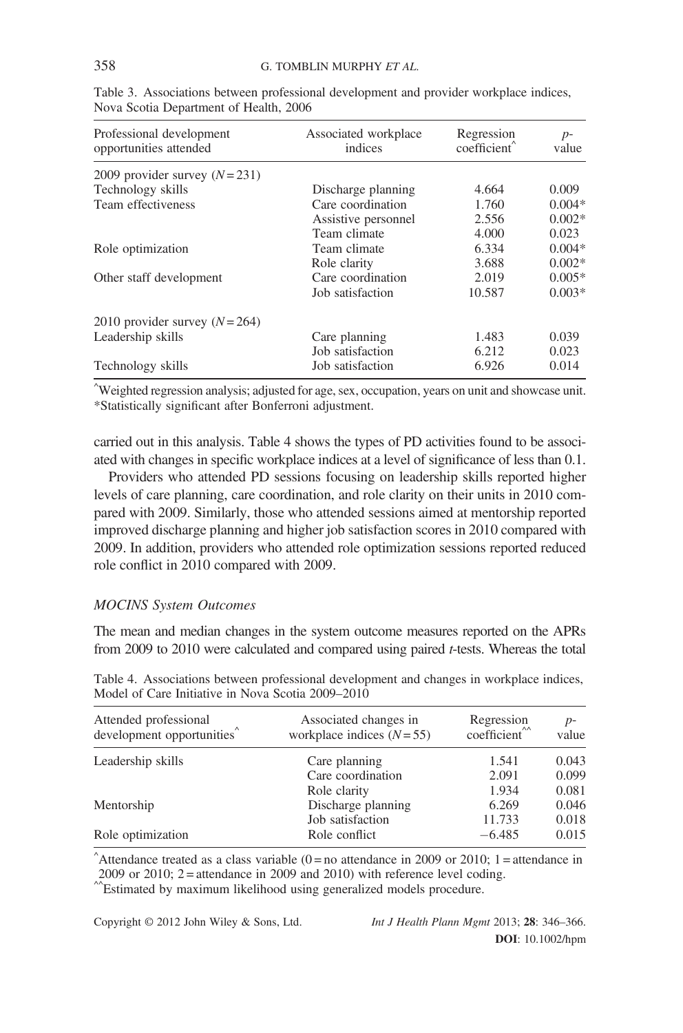Table 3. Associations between professional development and provider workplace indices, Nova Scotia Department of Health, 2006

| Professional development opportunities attended | Associated workplace indices | Regression coefficient^ | p-value |
|---|---|---|---|
| 2009 provider survey ($N = 231$) | | | |
| Technology skills | Discharge planning | 4.664 | 0.009 |
| Team effectiveness | Care coordination | 1.760 | 0.004* |
| | Assistive personnel | 2.556 | 0.002* |
| | Team climate | 4.000 | 0.023 |
| Role optimization | Team climate | 6.334 | 0.004* |
| | Role clarity | 3.688 | 0.002* |
| Other staff development | Care coordination | 2.019 | 0.005* |
| | Job satisfaction | 10.587 | 0.003* |
| 2010 provider survey ($N = 264$) | | | |
| Leadership skills | Care planning | 1.483 | 0.039 |
| | Job satisfaction | 6.212 | 0.023 |
| Technology skills | Job satisfaction | 6.926 | 0.014 |

^Weighted regression analysis; adjusted for age, sex, occupation, years on unit and showcase unit.
*Statistically significant after Bonferroni adjustment.

carried out in this analysis. Table 4 shows the types of PD activities found to be associated with changes in specific workplace indices at a level of significance of less than 0.1.

Providers who attended PD sessions focusing on leadership skills reported higher levels of care planning, care coordination, and role clarity on their units in 2010 compared with 2009. Similarly, those who attended sessions aimed at mentorship reported improved discharge planning and higher job satisfaction scores in 2010 compared with 2009. In addition, providers who attended role optimization sessions reported reduced role conflict in 2010 compared with 2009.

### *MOCINS System Outcomes*

The mean and median changes in the system outcome measures reported on the APRs from 2009 to 2010 were calculated and compared using paired *t*-tests. Whereas the total

Table 4. Associations between professional development and changes in workplace indices, Model of Care Initiative in Nova Scotia 2009–2010

| Attended professional development opportunities^ | Associated changes in workplace indices ($N = 55$) | Regression coefficient^^ | p-value |
|---|---|---|---|
| Leadership skills | Care planning | 1.541 | 0.043 |
| | Care coordination | 2.091 | 0.099 |
| | Role clarity | 1.934 | 0.081 |
| Mentorship | Discharge planning | 6.269 | 0.046 |
| | Job satisfaction | 11.733 | 0.018 |
| Role optimization | Role conflict | −6.485 | 0.015 |

^Attendance treated as a class variable (0 = no attendance in 2009 or 2010; 1 = attendance in 2009 or 2010; 2 = attendance in 2009 and 2010) with reference level coding.
^^Estimated by maximum likelihood using generalized models procedure.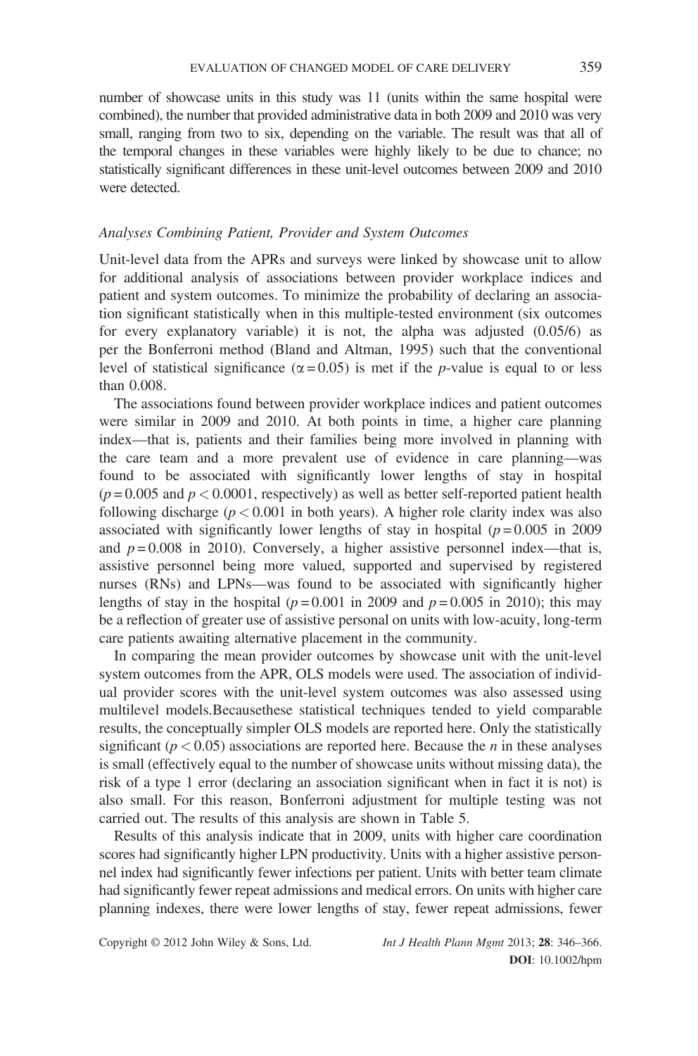number of showcase units in this study was 11 (units within the same hospital were combined), the number that provided administrative data in both 2009 and 2010 was very small, ranging from two to six, depending on the variable. The result was that all of the temporal changes in these variables were highly likely to be due to chance; no statistically significant differences in these unit-level outcomes between 2009 and 2010 were detected.

### *Analyses Combining Patient, Provider and System Outcomes*

Unit-level data from the APRs and surveys were linked by showcase unit to allow for additional analysis of associations between provider workplace indices and patient and system outcomes. To minimize the probability of declaring an association significant statistically when in this multiple-tested environment (six outcomes for every explanatory variable) it is not, the alpha was adjusted (0.05/6) as per the Bonferroni method (Bland and Altman, 1995) such that the conventional level of statistical significance ($\alpha = 0.05$) is met if the *p*-value is equal to or less than 0.008.

The associations found between provider workplace indices and patient outcomes were similar in 2009 and 2010. At both points in time, a higher care planning index—that is, patients and their families being more involved in planning with the care team and a more prevalent use of evidence in care planning—was found to be associated with significantly lower lengths of stay in hospital ($p = 0.005$ and $p < 0.0001$, respectively) as well as better self-reported patient health following discharge ($p < 0.001$ in both years). A higher role clarity index was also associated with significantly lower lengths of stay in hospital ($p = 0.005$ in 2009 and $p = 0.008$ in 2010). Conversely, a higher assistive personnel index—that is, assistive personnel being more valued, supported and supervised by registered nurses (RNs) and LPNs—was found to be associated with significantly higher lengths of stay in the hospital ($p = 0.001$ in 2009 and $p = 0.005$ in 2010); this may be a reflection of greater use of assistive personal on units with low-acuity, long-term care patients awaiting alternative placement in the community.

In comparing the mean provider outcomes by showcase unit with the unit-level system outcomes from the APR, OLS models were used. The association of individual provider scores with the unit-level system outcomes was also assessed using multilevel models.Becausethese statistical techniques tended to yield comparable results, the conceptually simpler OLS models are reported here. Only the statistically significant ($p < 0.05$) associations are reported here. Because the *n* in these analyses is small (effectively equal to the number of showcase units without missing data), the risk of a type 1 error (declaring an association significant when in fact it is not) is also small. For this reason, Bonferroni adjustment for multiple testing was not carried out. The results of this analysis are shown in Table 5.

Results of this analysis indicate that in 2009, units with higher care coordination scores had significantly higher LPN productivity. Units with a higher assistive personnel index had significantly fewer infections per patient. Units with better team climate had significantly fewer repeat admissions and medical errors. On units with higher care planning indexes, there were lower lengths of stay, fewer repeat admissions, fewer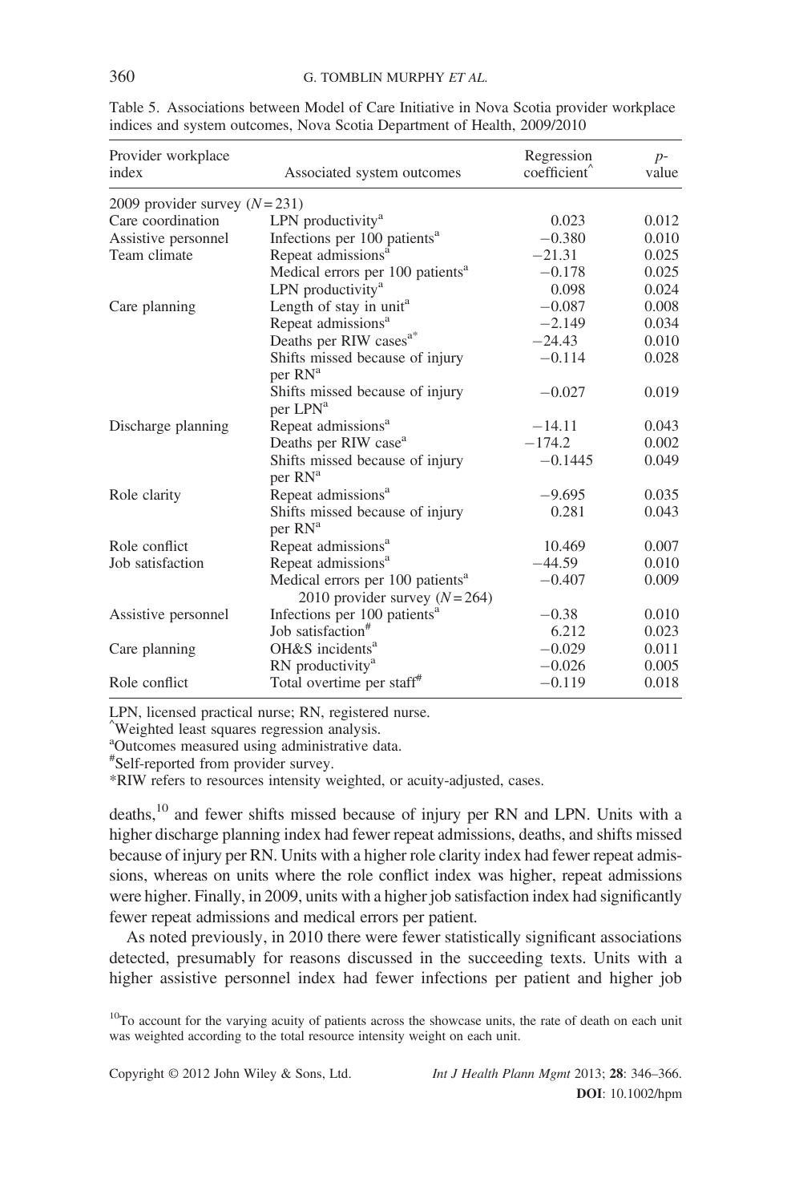Table 5. Associations between Model of Care Initiative in Nova Scotia provider workplace indices and system outcomes, Nova Scotia Department of Health, 2009/2010

| Provider workplace index | Associated system outcomes | Regression coefficient^ | p-value |
|---|---|---|---|
| 2009 provider survey ($N = 231$) | | | |
| Care coordination | LPN productivity[a] | 0.023 | 0.012 |
| Assistive personnel | Infections per 100 patients[a] | −0.380 | 0.010 |
| Team climate | Repeat admissions[a] | −21.31 | 0.025 |
| | Medical errors per 100 patients[a] | −0.178 | 0.025 |
| | LPN productivity[a] | 0.098 | 0.024 |
| Care planning | Length of stay in unit[a] | −0.087 | 0.008 |
| | Repeat admissions[a] | −2.149 | 0.034 |
| | Deaths per RIW cases[a*] | −24.43 | 0.010 |
| | Shifts missed because of injury per RN[a] | −0.114 | 0.028 |
| | Shifts missed because of injury per LPN[a] | −0.027 | 0.019 |
| Discharge planning | Repeat admissions[a] | −14.11 | 0.043 |
| | Deaths per RIW case[a] | −174.2 | 0.002 |
| | Shifts missed because of injury per RN[a] | −0.1445 | 0.049 |
| Role clarity | Repeat admissions[a] | −9.695 | 0.035 |
| | Shifts missed because of injury per RN[a] | 0.281 | 0.043 |
| Role conflict | Repeat admissions[a] | 10.469 | 0.007 |
| Job satisfaction | Repeat admissions[a] | −44.59 | 0.010 |
| | Medical errors per 100 patients[a] | −0.407 | 0.009 |
| 2010 provider survey ($N = 264$) | | | |
| Assistive personnel | Infections per 100 patients[a] | −0.38 | 0.010 |
| | Job satisfaction[#] | 6.212 | 0.023 |
| Care planning | OH&S incidents[a] | −0.029 | 0.011 |
| | RN productivity[a] | −0.026 | 0.005 |
| Role conflict | Total overtime per staff[#] | −0.119 | 0.018 |

LPN, licensed practical nurse; RN, registered nurse.
^Weighted least squares regression analysis.
[a]Outcomes measured using administrative data.
[#]Self-reported from provider survey.
*RIW refers to resources intensity weighted, or acuity-adjusted, cases.

deaths,[10] and fewer shifts missed because of injury per RN and LPN. Units with a higher discharge planning index had fewer repeat admissions, deaths, and shifts missed because of injury per RN. Units with a higher role clarity index had fewer repeat admissions, whereas on units where the role conflict index was higher, repeat admissions were higher. Finally, in 2009, units with a higher job satisfaction index had significantly fewer repeat admissions and medical errors per patient.

As noted previously, in 2010 there were fewer statistically significant associations detected, presumably for reasons discussed in the succeeding texts. Units with a higher assistive personnel index had fewer infections per patient and higher job

[10]To account for the varying acuity of patients across the showcase units, the rate of death on each unit was weighted according to the total resource intensity weight on each unit.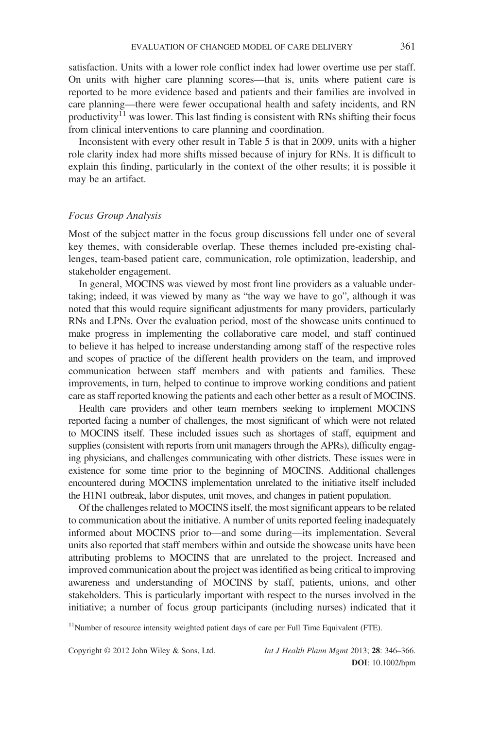satisfaction. Units with a lower role conflict index had lower overtime use per staff. On units with higher care planning scores—that is, units where patient care is reported to be more evidence based and patients and their families are involved in care planning—there were fewer occupational health and safety incidents, and RN productivity[11] was lower. This last finding is consistent with RNs shifting their focus from clinical interventions to care planning and coordination.

Inconsistent with every other result in Table 5 is that in 2009, units with a higher role clarity index had more shifts missed because of injury for RNs. It is difficult to explain this finding, particularly in the context of the other results; it is possible it may be an artifact.

### *Focus Group Analysis*

Most of the subject matter in the focus group discussions fell under one of several key themes, with considerable overlap. These themes included pre-existing challenges, team-based patient care, communication, role optimization, leadership, and stakeholder engagement.

In general, MOCINS was viewed by most front line providers as a valuable undertaking; indeed, it was viewed by many as "the way we have to go", although it was noted that this would require significant adjustments for many providers, particularly RNs and LPNs. Over the evaluation period, most of the showcase units continued to make progress in implementing the collaborative care model, and staff continued to believe it has helped to increase understanding among staff of the respective roles and scopes of practice of the different health providers on the team, and improved communication between staff members and with patients and families. These improvements, in turn, helped to continue to improve working conditions and patient care as staff reported knowing the patients and each other better as a result of MOCINS.

Health care providers and other team members seeking to implement MOCINS reported facing a number of challenges, the most significant of which were not related to MOCINS itself. These included issues such as shortages of staff, equipment and supplies (consistent with reports from unit managers through the APRs), difficulty engaging physicians, and challenges communicating with other districts. These issues were in existence for some time prior to the beginning of MOCINS. Additional challenges encountered during MOCINS implementation unrelated to the initiative itself included the H1N1 outbreak, labor disputes, unit moves, and changes in patient population.

Of the challenges related to MOCINS itself, the most significant appears to be related to communication about the initiative. A number of units reported feeling inadequately informed about MOCINS prior to—and some during—its implementation. Several units also reported that staff members within and outside the showcase units have been attributing problems to MOCINS that are unrelated to the project. Increased and improved communication about the project was identified as being critical to improving awareness and understanding of MOCINS by staff, patients, unions, and other stakeholders. This is particularly important with respect to the nurses involved in the initiative; a number of focus group participants (including nurses) indicated that it

[11] Number of resource intensity weighted patient days of care per Full Time Equivalent (FTE).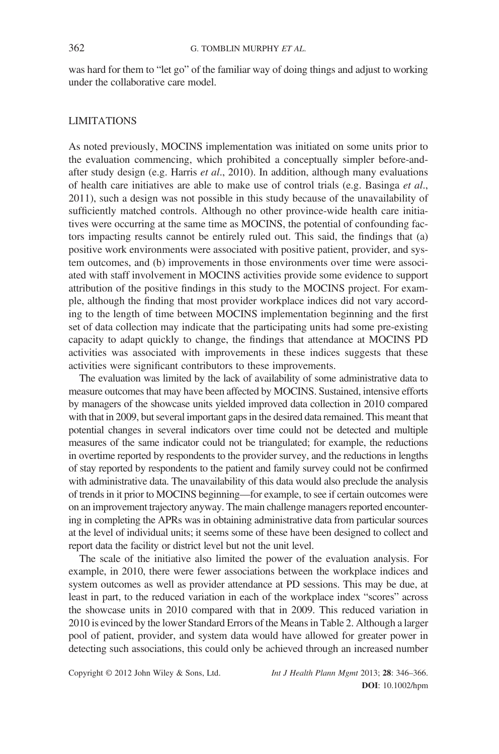was hard for them to "let go" of the familiar way of doing things and adjust to working under the collaborative care model.

## LIMITATIONS

As noted previously, MOCINS implementation was initiated on some units prior to the evaluation commencing, which prohibited a conceptually simpler before-and-after study design (e.g. Harris *et al*., 2010). In addition, although many evaluations of health care initiatives are able to make use of control trials (e.g. Basinga *et al*., 2011), such a design was not possible in this study because of the unavailability of sufficiently matched controls. Although no other province-wide health care initiatives were occurring at the same time as MOCINS, the potential of confounding factors impacting results cannot be entirely ruled out. This said, the findings that (a) positive work environments were associated with positive patient, provider, and system outcomes, and (b) improvements in those environments over time were associated with staff involvement in MOCINS activities provide some evidence to support attribution of the positive findings in this study to the MOCINS project. For example, although the finding that most provider workplace indices did not vary according to the length of time between MOCINS implementation beginning and the first set of data collection may indicate that the participating units had some pre-existing capacity to adapt quickly to change, the findings that attendance at MOCINS PD activities was associated with improvements in these indices suggests that these activities were significant contributors to these improvements.

The evaluation was limited by the lack of availability of some administrative data to measure outcomes that may have been affected by MOCINS. Sustained, intensive efforts by managers of the showcase units yielded improved data collection in 2010 compared with that in 2009, but several important gaps in the desired data remained. This meant that potential changes in several indicators over time could not be detected and multiple measures of the same indicator could not be triangulated; for example, the reductions in overtime reported by respondents to the provider survey, and the reductions in lengths of stay reported by respondents to the patient and family survey could not be confirmed with administrative data. The unavailability of this data would also preclude the analysis of trends in it prior to MOCINS beginning—for example, to see if certain outcomes were on an improvement trajectory anyway. The main challenge managers reported encountering in completing the APRs was in obtaining administrative data from particular sources at the level of individual units; it seems some of these have been designed to collect and report data the facility or district level but not the unit level.

The scale of the initiative also limited the power of the evaluation analysis. For example, in 2010, there were fewer associations between the workplace indices and system outcomes as well as provider attendance at PD sessions. This may be due, at least in part, to the reduced variation in each of the workplace index "scores" across the showcase units in 2010 compared with that in 2009. This reduced variation in 2010 is evinced by the lower Standard Errors of the Means in Table 2. Although a larger pool of patient, provider, and system data would have allowed for greater power in detecting such associations, this could only be achieved through an increased number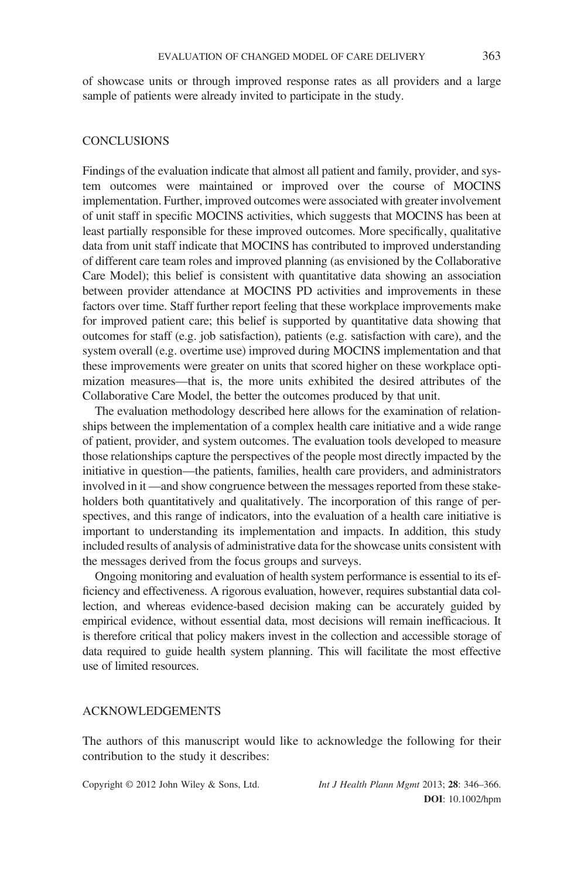of showcase units or through improved response rates as all providers and a large sample of patients were already invited to participate in the study.

## CONCLUSIONS

Findings of the evaluation indicate that almost all patient and family, provider, and system outcomes were maintained or improved over the course of MOCINS implementation. Further, improved outcomes were associated with greater involvement of unit staff in specific MOCINS activities, which suggests that MOCINS has been at least partially responsible for these improved outcomes. More specifically, qualitative data from unit staff indicate that MOCINS has contributed to improved understanding of different care team roles and improved planning (as envisioned by the Collaborative Care Model); this belief is consistent with quantitative data showing an association between provider attendance at MOCINS PD activities and improvements in these factors over time. Staff further report feeling that these workplace improvements make for improved patient care; this belief is supported by quantitative data showing that outcomes for staff (e.g. job satisfaction), patients (e.g. satisfaction with care), and the system overall (e.g. overtime use) improved during MOCINS implementation and that these improvements were greater on units that scored higher on these workplace optimization measures—that is, the more units exhibited the desired attributes of the Collaborative Care Model, the better the outcomes produced by that unit.

The evaluation methodology described here allows for the examination of relationships between the implementation of a complex health care initiative and a wide range of patient, provider, and system outcomes. The evaluation tools developed to measure those relationships capture the perspectives of the people most directly impacted by the initiative in question—the patients, families, health care providers, and administrators involved in it —and show congruence between the messages reported from these stakeholders both quantitatively and qualitatively. The incorporation of this range of perspectives, and this range of indicators, into the evaluation of a health care initiative is important to understanding its implementation and impacts. In addition, this study included results of analysis of administrative data for the showcase units consistent with the messages derived from the focus groups and surveys.

Ongoing monitoring and evaluation of health system performance is essential to its efficiency and effectiveness. A rigorous evaluation, however, requires substantial data collection, and whereas evidence-based decision making can be accurately guided by empirical evidence, without essential data, most decisions will remain inefficacious. It is therefore critical that policy makers invest in the collection and accessible storage of data required to guide health system planning. This will facilitate the most effective use of limited resources.

## ACKNOWLEDGEMENTS

The authors of this manuscript would like to acknowledge the following for their contribution to the study it describes: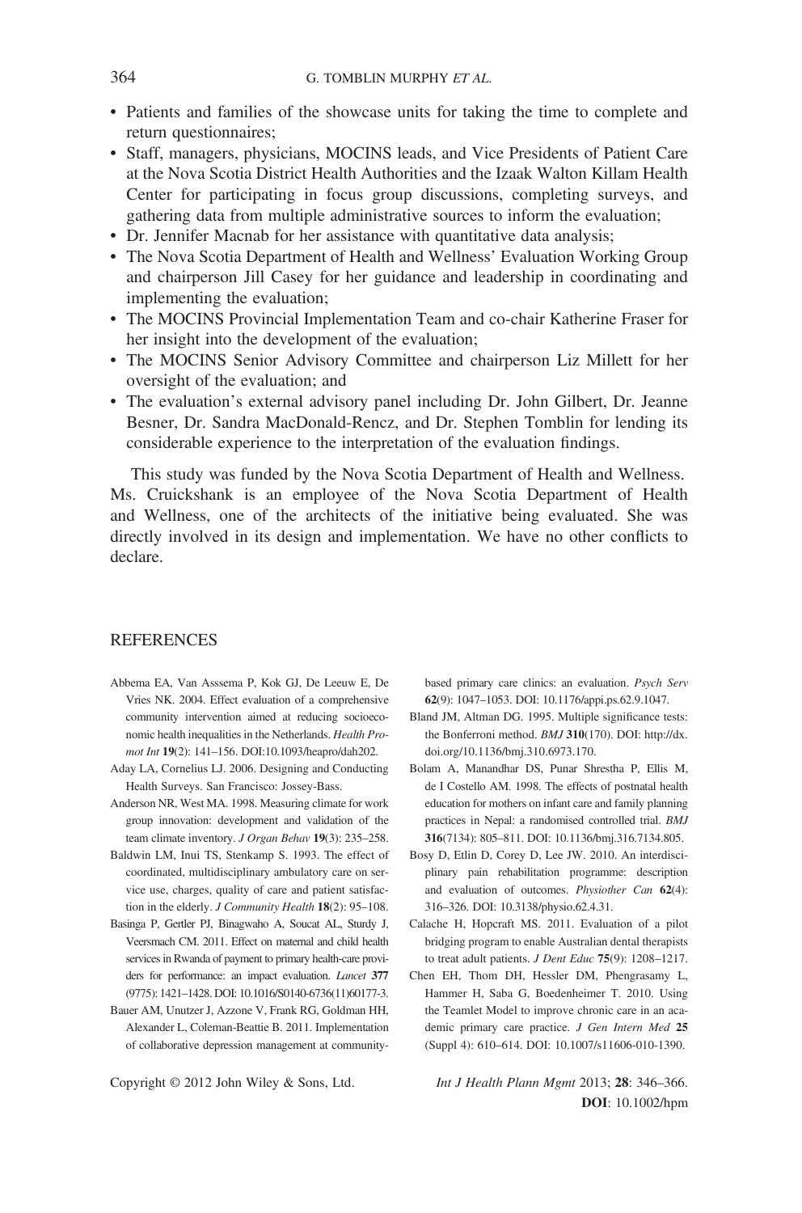- Patients and families of the showcase units for taking the time to complete and return questionnaires;
- Staff, managers, physicians, MOCINS leads, and Vice Presidents of Patient Care at the Nova Scotia District Health Authorities and the Izaak Walton Killam Health Center for participating in focus group discussions, completing surveys, and gathering data from multiple administrative sources to inform the evaluation;
- Dr. Jennifer Macnab for her assistance with quantitative data analysis;
- The Nova Scotia Department of Health and Wellness' Evaluation Working Group and chairperson Jill Casey for her guidance and leadership in coordinating and implementing the evaluation;
- The MOCINS Provincial Implementation Team and co-chair Katherine Fraser for her insight into the development of the evaluation;
- The MOCINS Senior Advisory Committee and chairperson Liz Millett for her oversight of the evaluation; and
- The evaluation's external advisory panel including Dr. John Gilbert, Dr. Jeanne Besner, Dr. Sandra MacDonald-Rencz, and Dr. Stephen Tomblin for lending its considerable experience to the interpretation of the evaluation findings.

This study was funded by the Nova Scotia Department of Health and Wellness. Ms. Cruickshank is an employee of the Nova Scotia Department of Health and Wellness, one of the architects of the initiative being evaluated. She was directly involved in its design and implementation. We have no other conflicts to declare.

## REFERENCES

Abbema EA, Van Asssema P, Kok GJ, De Leeuw E, De Vries NK. 2004. Effect evaluation of a comprehensive community intervention aimed at reducing socioeconomic health inequalities in the Netherlands. *Health Promot Int* **19**(2): 141–156. DOI:10.1093/heapro/dah202.

Aday LA, Cornelius LJ. 2006. Designing and Conducting Health Surveys. San Francisco: Jossey-Bass.

Anderson NR, West MA. 1998. Measuring climate for work group innovation: development and validation of the team climate inventory. *J Organ Behav* **19**(3): 235–258.

Baldwin LM, Inui TS, Stenkamp S. 1993. The effect of coordinated, multidisciplinary ambulatory care on service use, charges, quality of care and patient satisfaction in the elderly. *J Community Health* **18**(2): 95–108.

Basinga P, Gertler PJ, Binagwaho A, Soucat AL, Sturdy J, Veersmach CM. 2011. Effect on maternal and child health services in Rwanda of payment to primary health-care providers for performance: an impact evaluation. *Lancet* **377** (9775): 1421–1428. DOI: 10.1016/S0140-6736(11)60177-3.

Bauer AM, Unutzer J, Azzone V, Frank RG, Goldman HH, Alexander L, Coleman-Beattie B. 2011. Implementation of collaborative depression management at community-based primary care clinics: an evaluation. *Psych Serv* **62**(9): 1047–1053. DOI: 10.1176/appi.ps.62.9.1047.

Bland JM, Altman DG. 1995. Multiple significance tests: the Bonferroni method. *BMJ* **310**(170). DOI: http://dx.doi.org/10.1136/bmj.310.6973.170.

Bolam A, Manandhar DS, Punar Shrestha P, Ellis M, de I Costello AM. 1998. The effects of postnatal health education for mothers on infant care and family planning practices in Nepal: a randomised controlled trial. *BMJ* **316**(7134): 805–811. DOI: 10.1136/bmj.316.7134.805.

Bosy D, Etlin D, Corey D, Lee JW. 2010. An interdisciplinary pain rehabilitation programme: description and evaluation of outcomes. *Physiother Can* **62**(4): 316–326. DOI: 10.3138/physio.62.4.31.

Calache H, Hopcraft MS. 2011. Evaluation of a pilot bridging program to enable Australian dental therapists to treat adult patients. *J Dent Educ* **75**(9): 1208–1217.

Chen EH, Thom DH, Hessler DM, Phengrasamy L, Hammer H, Saba G, Boedenheimer T. 2010. Using the Teamlet Model to improve chronic care in an academic primary care practice. *J Gen Intern Med* **25** (Suppl 4): 610–614. DOI: 10.1007/s11606-010-1390.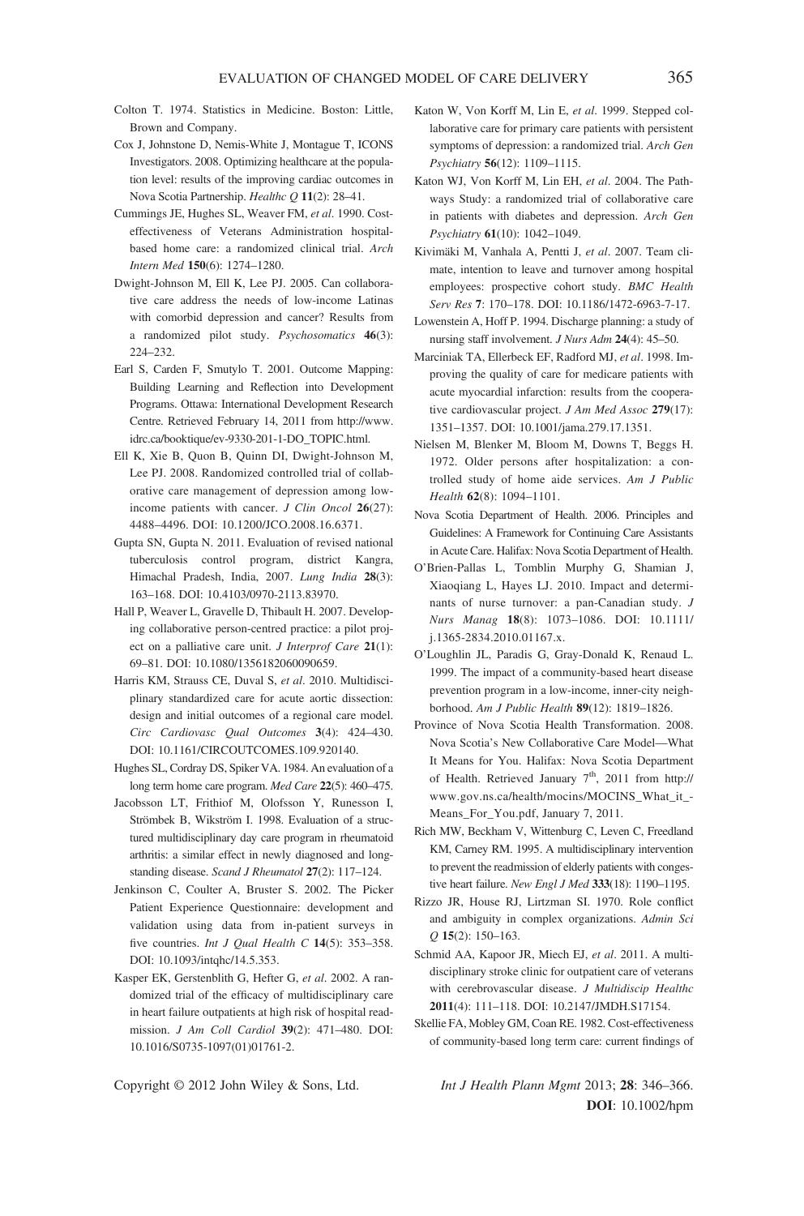Colton T. 1974. Statistics in Medicine. Boston: Little, Brown and Company.

Cox J, Johnstone D, Nemis-White J, Montague T, ICONS Investigators. 2008. Optimizing healthcare at the population level: results of the improving cardiac outcomes in Nova Scotia Partnership. *Healthc Q* **11**(2): 28–41.

Cummings JE, Hughes SL, Weaver FM, *et al*. 1990. Cost-effectiveness of Veterans Administration hospital-based home care: a randomized clinical trial. *Arch Intern Med* **150**(6): 1274–1280.

Dwight-Johnson M, Ell K, Lee PJ. 2005. Can collaborative care address the needs of low-income Latinas with comorbid depression and cancer? Results from a randomized pilot study. *Psychosomatics* **46**(3): 224–232.

Earl S, Carden F, Smutylo T. 2001. Outcome Mapping: Building Learning and Reflection into Development Programs. Ottawa: International Development Research Centre. Retrieved February 14, 2011 from http://www.idrc.ca/booktique/ev-9330-201-1-DO_TOPIC.html.

Ell K, Xie B, Quon B, Quinn DI, Dwight-Johnson M, Lee PJ. 2008. Randomized controlled trial of collaborative care management of depression among low-income patients with cancer. *J Clin Oncol* **26**(27): 4488–4496. DOI: 10.1200/JCO.2008.16.6371.

Gupta SN, Gupta N. 2011. Evaluation of revised national tuberculosis control program, district Kangra, Himachal Pradesh, India, 2007. *Lung India* **28**(3): 163–168. DOI: 10.4103/0970-2113.83970.

Hall P, Weaver L, Gravelle D, Thibault H. 2007. Developing collaborative person-centred practice: a pilot project on a palliative care unit. *J Interprof Care* **21**(1): 69–81. DOI: 10.1080/13561820600090659.

Harris KM, Strauss CE, Duval S, *et al*. 2010. Multidisciplinary standardized care for acute aortic dissection: design and initial outcomes of a regional care model. *Circ Cardiovasc Qual Outcomes* **3**(4): 424–430. DOI: 10.1161/CIRCOUTCOMES.109.920140.

Hughes SL, Cordray DS, Spiker VA. 1984. An evaluation of a long term home care program. *Med Care* **22**(5): 460–475.

Jacobsson LT, Frithiof M, Olofsson Y, Runesson I, Strömbek B, Wikström I. 1998. Evaluation of a structured multidisciplinary day care program in rheumatoid arthritis: a similar effect in newly diagnosed and long-standing disease. *Scand J Rheumatol* **27**(2): 117–124.

Jenkinson C, Coulter A, Bruster S. 2002. The Picker Patient Experience Questionnaire: development and validation using data from in-patient surveys in five countries. *Int J Qual Health C* **14**(5): 353–358. DOI: 10.1093/intqhc/14.5.353.

Kasper EK, Gerstenblith G, Hefter G, *et al*. 2002. A randomized trial of the efficacy of multidisciplinary care in heart failure outpatients at high risk of hospital readmission. *J Am Coll Cardiol* **39**(2): 471–480. DOI: 10.1016/S0735-1097(01)01761-2.

Katon W, Von Korff M, Lin E, *et al*. 1999. Stepped collaborative care for primary care patients with persistent symptoms of depression: a randomized trial. *Arch Gen Psychiatry* **56**(12): 1109–1115.

Katon WJ, Von Korff M, Lin EH, *et al*. 2004. The Pathways Study: a randomized trial of collaborative care in patients with diabetes and depression. *Arch Gen Psychiatry* **61**(10): 1042–1049.

Kivimäki M, Vanhala A, Pentti J, *et al*. 2007. Team climate, intention to leave and turnover among hospital employees: prospective cohort study. *BMC Health Serv Res* **7**: 170–178. DOI: 10.1186/1472-6963-7-17.

Lowenstein A, Hoff P. 1994. Discharge planning: a study of nursing staff involvement. *J Nurs Adm* **24**(4): 45–50.

Marciniak TA, Ellerbeck EF, Radford MJ, *et al*. 1998. Improving the quality of care for medicare patients with acute myocardial infarction: results from the cooperative cardiovascular project. *J Am Med Assoc* **279**(17): 1351–1357. DOI: 10.1001/jama.279.17.1351.

Nielsen M, Blenker M, Bloom M, Downs T, Beggs H. 1972. Older persons after hospitalization: a controlled study of home aide services. *Am J Public Health* **62**(8): 1094–1101.

Nova Scotia Department of Health. 2006. Principles and Guidelines: A Framework for Continuing Care Assistants in Acute Care. Halifax: Nova Scotia Department of Health.

O'Brien-Pallas L, Tomblin Murphy G, Shamian J, Xiaoqiang L, Hayes LJ. 2010. Impact and determinants of nurse turnover: a pan-Canadian study. *J Nurs Manag* **18**(8): 1073–1086. DOI: 10.1111/j.1365-2834.2010.01167.x.

O'Loughlin JL, Paradis G, Gray-Donald K, Renaud L. 1999. The impact of a community-based heart disease prevention program in a low-income, inner-city neighborhood. *Am J Public Health* **89**(12): 1819–1826.

Province of Nova Scotia Health Transformation. 2008. Nova Scotia's New Collaborative Care Model—What It Means for You. Halifax: Nova Scotia Department of Health. Retrieved January 7th, 2011 from http://www.gov.ns.ca/health/mocins/MOCINS_What_it_-Means_For_You.pdf, January 7, 2011.

Rich MW, Beckham V, Wittenburg C, Leven C, Freedland KM, Carney RM. 1995. A multidisciplinary intervention to prevent the readmission of elderly patients with congestive heart failure. *New Engl J Med* **333**(18): 1190–1195.

Rizzo JR, House RJ, Lirtzman SI. 1970. Role conflict and ambiguity in complex organizations. *Admin Sci Q* **15**(2): 150–163.

Schmid AA, Kapoor JR, Miech EJ, *et al*. 2011. A multidisciplinary stroke clinic for outpatient care of veterans with cerebrovascular disease. *J Multidiscip Healthc* **2011**(4): 111–118. DOI: 10.2147/JMDH.S17154.

Skellie FA, Mobley GM, Coan RE. 1982. Cost-effectiveness of community-based long term care: current findings of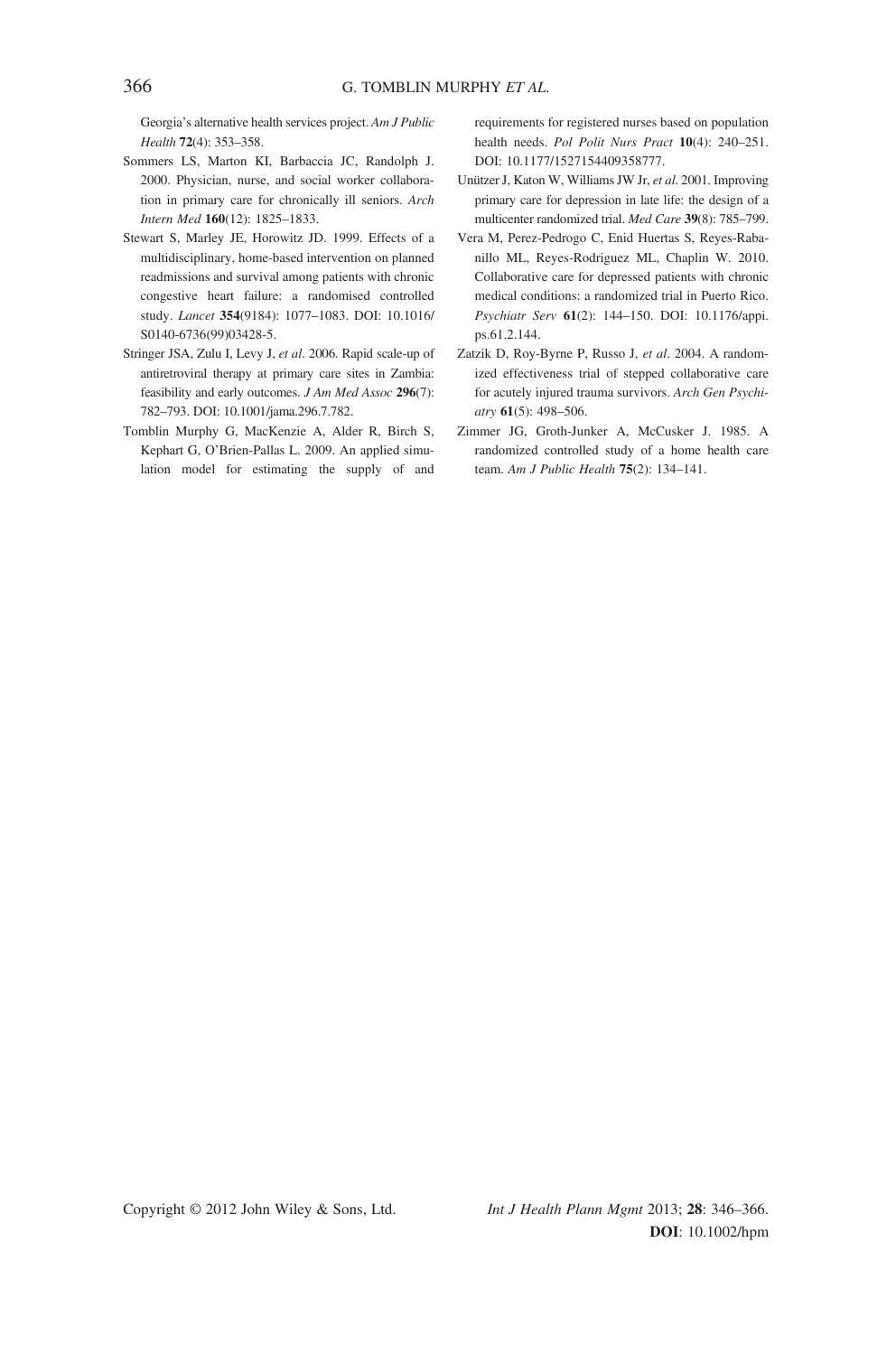Georgia's alternative health services project. *Am J Public Health* **72**(4): 353–358.

Sommers LS, Marton KI, Barbaccia JC, Randolph J. 2000. Physician, nurse, and social worker collaboration in primary care for chronically ill seniors. *Arch Intern Med* **160**(12): 1825–1833.

Stewart S, Marley JE, Horowitz JD. 1999. Effects of a multidisciplinary, home-based intervention on planned readmissions and survival among patients with chronic congestive heart failure: a randomised controlled study. *Lancet* **354**(9184): 1077–1083. DOI: 10.1016/S0140-6736(99)03428-5.

Stringer JSA, Zulu I, Levy J, *et al*. 2006. Rapid scale-up of antiretroviral therapy at primary care sites in Zambia: feasibility and early outcomes. *J Am Med Assoc* **296**(7): 782–793. DOI: 10.1001/jama.296.7.782.

Tomblin Murphy G, MacKenzie A, Alder R, Birch S, Kephart G, O'Brien-Pallas L. 2009. An applied simulation model for estimating the supply of and requirements for registered nurses based on population health needs. *Pol Polit Nurs Pract* **10**(4): 240–251. DOI: 10.1177/1527154409358777.

Unützer J, Katon W, Williams JW Jr, *et al*. 2001. Improving primary care for depression in late life: the design of a multicenter randomized trial. *Med Care* **39**(8): 785–799.

Vera M, Perez-Pedrogo C, Enid Huertas S, Reyes-Rabanillo ML, Reyes-Rodriguez ML, Chaplin W. 2010. Collaborative care for depressed patients with chronic medical conditions: a randomized trial in Puerto Rico. *Psychiatr Serv* **61**(2): 144–150. DOI: 10.1176/appi.ps.61.2.144.

Zatzik D, Roy-Byrne P, Russo J, *et al*. 2004. A randomized effectiveness trial of stepped collaborative care for acutely injured trauma survivors. *Arch Gen Psychiatry* **61**(5): 498–506.

Zimmer JG, Groth-Junker A, McCusker J. 1985. A randomized controlled study of a home health care team. *Am J Public Health* **75**(2): 134–141.